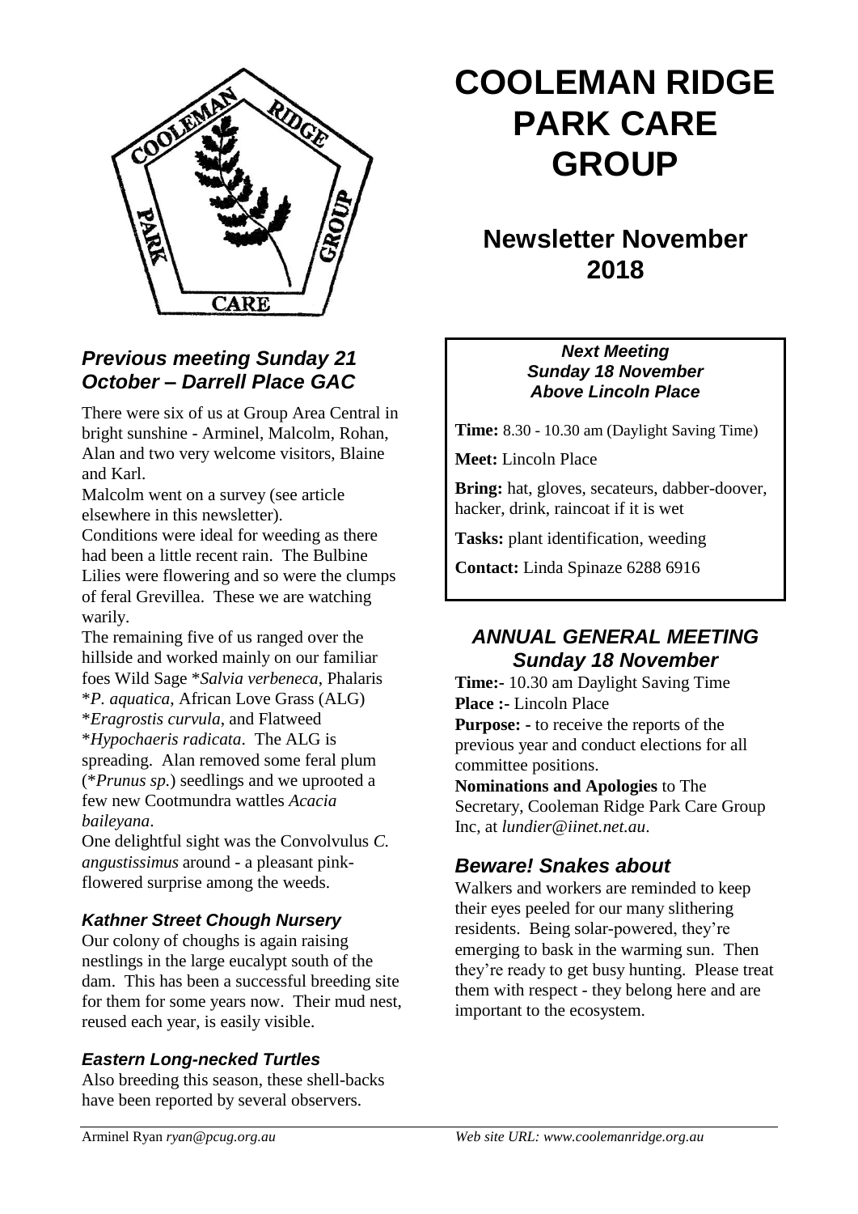

## *Previous meeting Sunday 21 October – Darrell Place GAC*

There were six of us at Group Area Central in bright sunshine - Arminel, Malcolm, Rohan, Alan and two very welcome visitors, Blaine and Karl.

Malcolm went on a survey (see article elsewhere in this newsletter).

Conditions were ideal for weeding as there had been a little recent rain. The Bulbine Lilies were flowering and so were the clumps of feral Grevillea. These we are watching warily.

The remaining five of us ranged over the hillside and worked mainly on our familiar foes Wild Sage \**Salvia verbeneca*, Phalaris \**P. aquatica*, African Love Grass (ALG) \**Eragrostis curvula*, and Flatweed \**Hypochaeris radicata*. The ALG is spreading. Alan removed some feral plum (\**Prunus sp.*) seedlings and we uprooted a few new Cootmundra wattles *Acacia baileyana*.

One delightful sight was the Convolvulus *C. angustissimus* around - a pleasant pinkflowered surprise among the weeds.

#### *Kathner Street Chough Nursery*

Our colony of choughs is again raising nestlings in the large eucalypt south of the dam. This has been a successful breeding site for them for some years now. Their mud nest, reused each year, is easily visible.

#### *Eastern Long-necked Turtles*

Also breeding this season, these shell-backs have been reported by several observers.

# **COOLEMAN RIDGE PARK CARE GROUP**

## **Newsletter November 2018**

#### *Next Meeting Sunday 18 November Above Lincoln Place*

**Time:** 8.30 - 10.30 am (Daylight Saving Time)

**Meet:** Lincoln Place

**Bring:** hat, gloves, secateurs, dabber-doover, hacker, drink, raincoat if it is wet

**Tasks:** plant identification, weeding

**Contact:** Linda Spinaze 6288 6916

## *ANNUAL GENERAL MEETING Sunday 18 November*

**Time:-** 10.30 am Daylight Saving Time **Place :-** Lincoln Place

**Purpose: -** to receive the reports of the previous year and conduct elections for all committee positions.

**Nominations and Apologies** to The Secretary, Cooleman Ridge Park Care Group Inc, at *lundier@iinet.net.au*.

## *Beware! Snakes about*

Walkers and workers are reminded to keep their eyes peeled for our many slithering residents. Being solar-powered, they"re emerging to bask in the warming sun. Then they"re ready to get busy hunting. Please treat them with respect - they belong here and are important to the ecosystem.